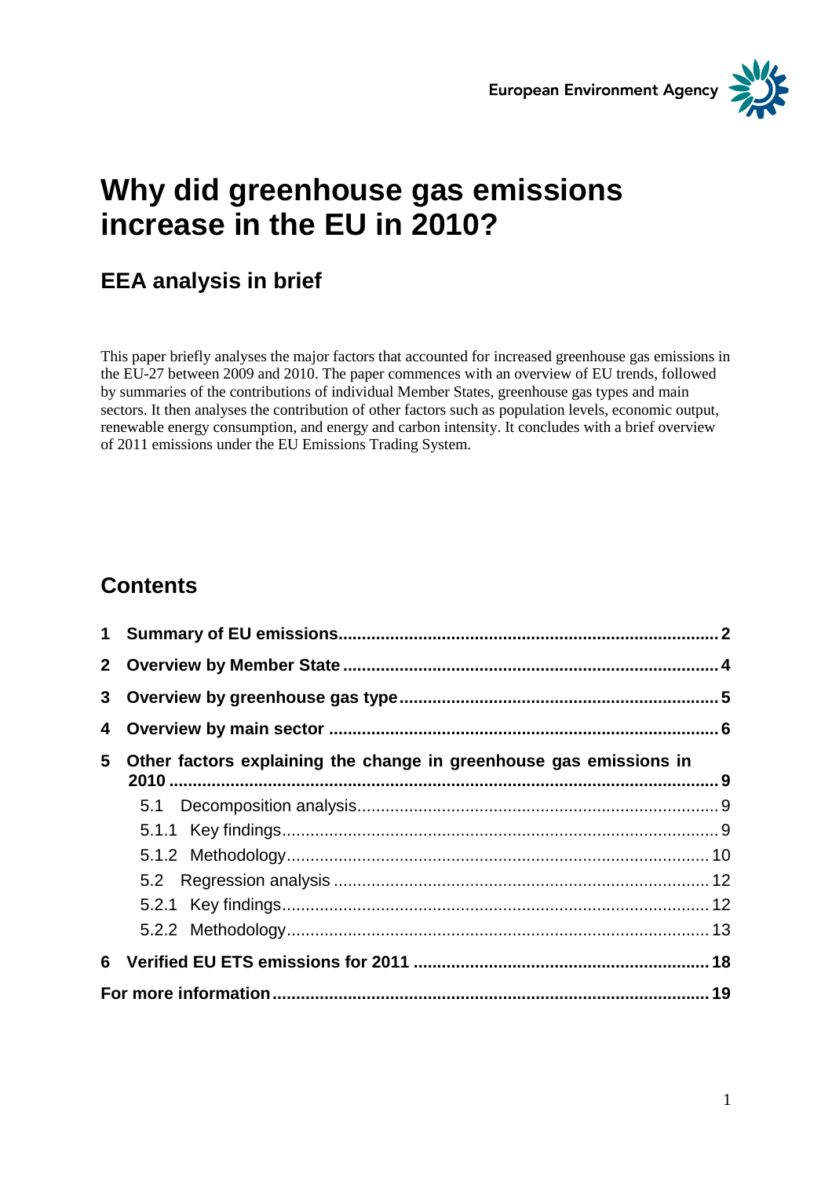European Environment Agency

# Why did greenhouse gas emissions increase in the EU in 2010?

## EEA analysis in brief

This paper briefly analyses the major factors that accounted for increased greenhouse gas emissions in the EU-27 between 2009 and 2010. The paper commences with an overview of EU trends, followed by summaries of the contributions of individual Member States, greenhouse gas types and main sectors. It then analyses the contribution of other factors such as population levels, economic output, renewable energy consumption, and energy and carbon intensity. It concludes with a brief overview of 2011 emissions under the EU Emissions Trading System.

## Contents

**1 Summary of EU emissions** .......... 2

**2 Overview by Member State** .......... 4

**3 Overview by greenhouse gas type** .......... 5

**4 Overview by main sector** .......... 6

**5 Other factors explaining the change in greenhouse gas emissions in 2010** .......... 9

- 5.1 Decomposition analysis .......... 9
- 5.1.1 Key findings .......... 9
- 5.1.2 Methodology .......... 10
- 5.2 Regression analysis .......... 12
- 5.2.1 Key findings .......... 12
- 5.2.2 Methodology .......... 13

**6 Verified EU ETS emissions for 2011** .......... 18

**For more information** .......... 19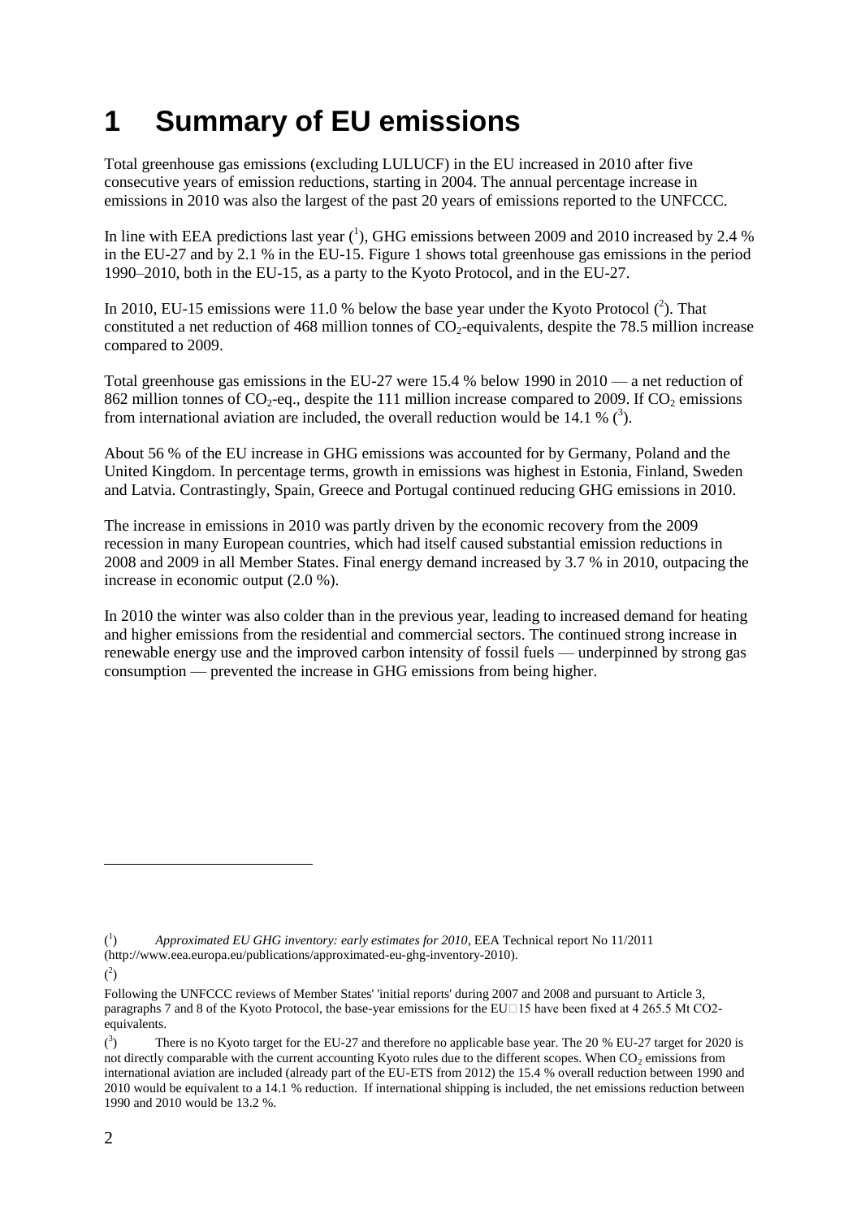# 1 Summary of EU emissions

Total greenhouse gas emissions (excluding LULUCF) in the EU increased in 2010 after five consecutive years of emission reductions, starting in 2004. The annual percentage increase in emissions in 2010 was also the largest of the past 20 years of emissions reported to the UNFCCC.

In line with EEA predictions last year ([1]), GHG emissions between 2009 and 2010 increased by 2.4 % in the EU-27 and by 2.1 % in the EU-15. Figure 1 shows total greenhouse gas emissions in the period 1990–2010, both in the EU-15, as a party to the Kyoto Protocol, and in the EU-27.

In 2010, EU-15 emissions were 11.0 % below the base year under the Kyoto Protocol ([2]). That constituted a net reduction of 468 million tonnes of $CO_2$-equivalents, despite the 78.5 million increase compared to 2009.

Total greenhouse gas emissions in the EU-27 were 15.4 % below 1990 in 2010 — a net reduction of 862 million tonnes of $CO_2$-eq., despite the 111 million increase compared to 2009. If $CO_2$ emissions from international aviation are included, the overall reduction would be 14.1 % ([3]).

About 56 % of the EU increase in GHG emissions was accounted for by Germany, Poland and the United Kingdom. In percentage terms, growth in emissions was highest in Estonia, Finland, Sweden and Latvia. Contrastingly, Spain, Greece and Portugal continued reducing GHG emissions in 2010.

The increase in emissions in 2010 was partly driven by the economic recovery from the 2009 recession in many European countries, which had itself caused substantial emission reductions in 2008 and 2009 in all Member States. Final energy demand increased by 3.7 % in 2010, outpacing the increase in economic output (2.0 %).

In 2010 the winter was also colder than in the previous year, leading to increased demand for heating and higher emissions from the residential and commercial sectors. The continued strong increase in renewable energy use and the improved carbon intensity of fossil fuels — underpinned by strong gas consumption — prevented the increase in GHG emissions from being higher.

---

([1]) *Approximated EU GHG inventory: early estimates for 2010*, EEA Technical report No 11/2011 (http://www.eea.europa.eu/publications/approximated-eu-ghg-inventory-2010).

([2])

Following the UNFCCC reviews of Member States' 'initial reports' during 2007 and 2008 and pursuant to Article 3, paragraphs 7 and 8 of the Kyoto Protocol, the base-year emissions for the EU‑15 have been fixed at 4 265.5 Mt CO2-equivalents.

([3]) There is no Kyoto target for the EU-27 and therefore no applicable base year. The 20 % EU-27 target for 2020 is not directly comparable with the current accounting Kyoto rules due to the different scopes. When $CO_2$ emissions from international aviation are included (already part of the EU-ETS from 2012) the 15.4 % overall reduction between 1990 and 2010 would be equivalent to a 14.1 % reduction. If international shipping is included, the net emissions reduction between 1990 and 2010 would be 13.2 %.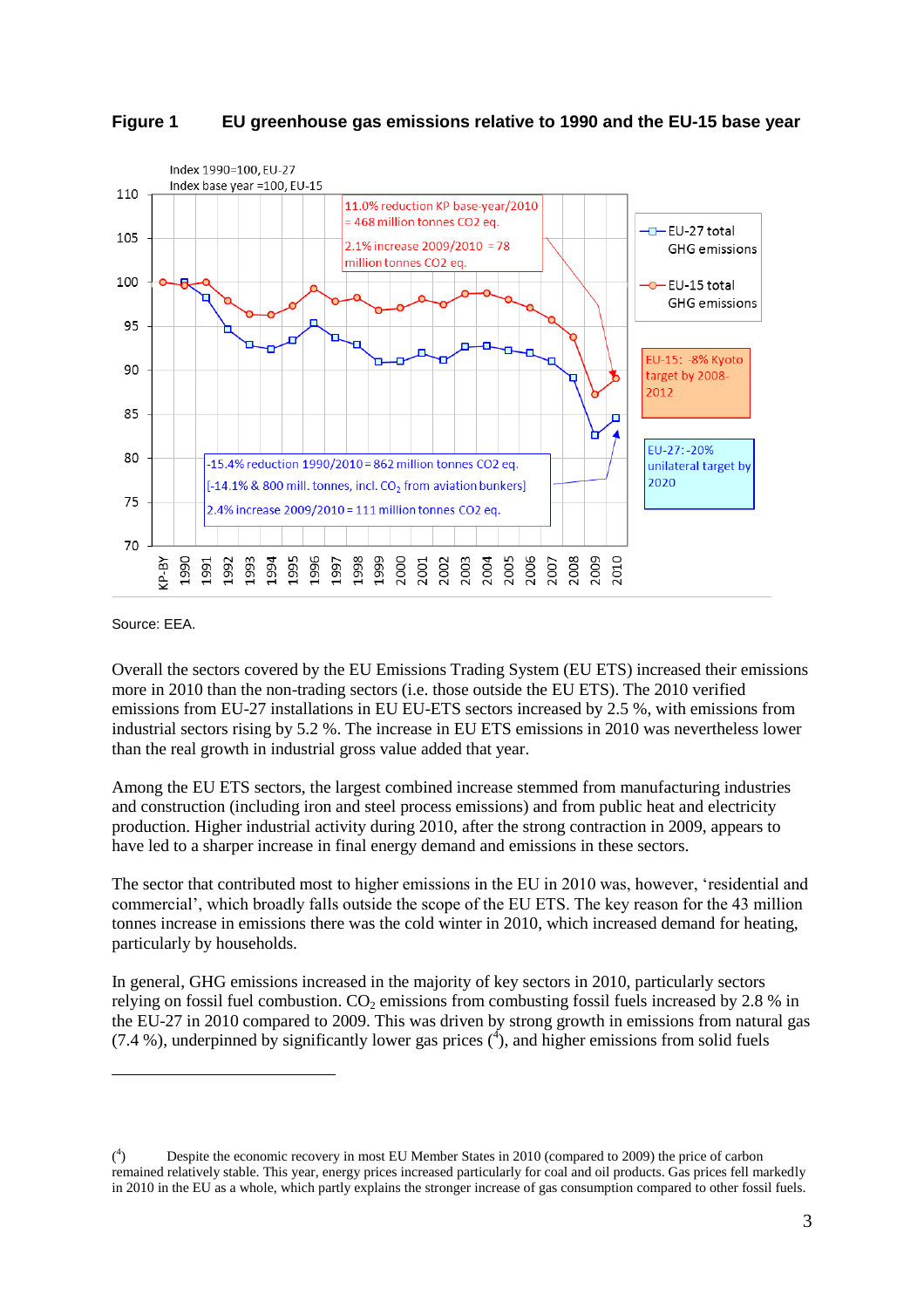**Figure 1 EU greenhouse gas emissions relative to 1990 and the EU-15 base year**

Source: EEA.

Overall the sectors covered by the EU Emissions Trading System (EU ETS) increased their emissions more in 2010 than the non-trading sectors (i.e. those outside the EU ETS). The 2010 verified emissions from EU-27 installations in EU EU-ETS sectors increased by 2.5 %, with emissions from industrial sectors rising by 5.2 %. The increase in EU ETS emissions in 2010 was nevertheless lower than the real growth in industrial gross value added that year.

Among the EU ETS sectors, the largest combined increase stemmed from manufacturing industries and construction (including iron and steel process emissions) and from public heat and electricity production. Higher industrial activity during 2010, after the strong contraction in 2009, appears to have led to a sharper increase in final energy demand and emissions in these sectors.

The sector that contributed most to higher emissions in the EU in 2010 was, however, 'residential and commercial', which broadly falls outside the scope of the EU ETS. The key reason for the 43 million tonnes increase in emissions there was the cold winter in 2010, which increased demand for heating, particularly by households.

In general, GHG emissions increased in the majority of key sectors in 2010, particularly sectors relying on fossil fuel combustion. $CO_2$ emissions from combusting fossil fuels increased by 2.8 % in the EU-27 in 2010 compared to 2009. This was driven by strong growth in emissions from natural gas (7.4 %), underpinned by significantly lower gas prices ([4]), and higher emissions from solid fuels

([4]) Despite the economic recovery in most EU Member States in 2010 (compared to 2009) the price of carbon remained relatively stable. This year, energy prices increased particularly for coal and oil products. Gas prices fell markedly in 2010 in the EU as a whole, which partly explains the stronger increase of gas consumption compared to other fossil fuels.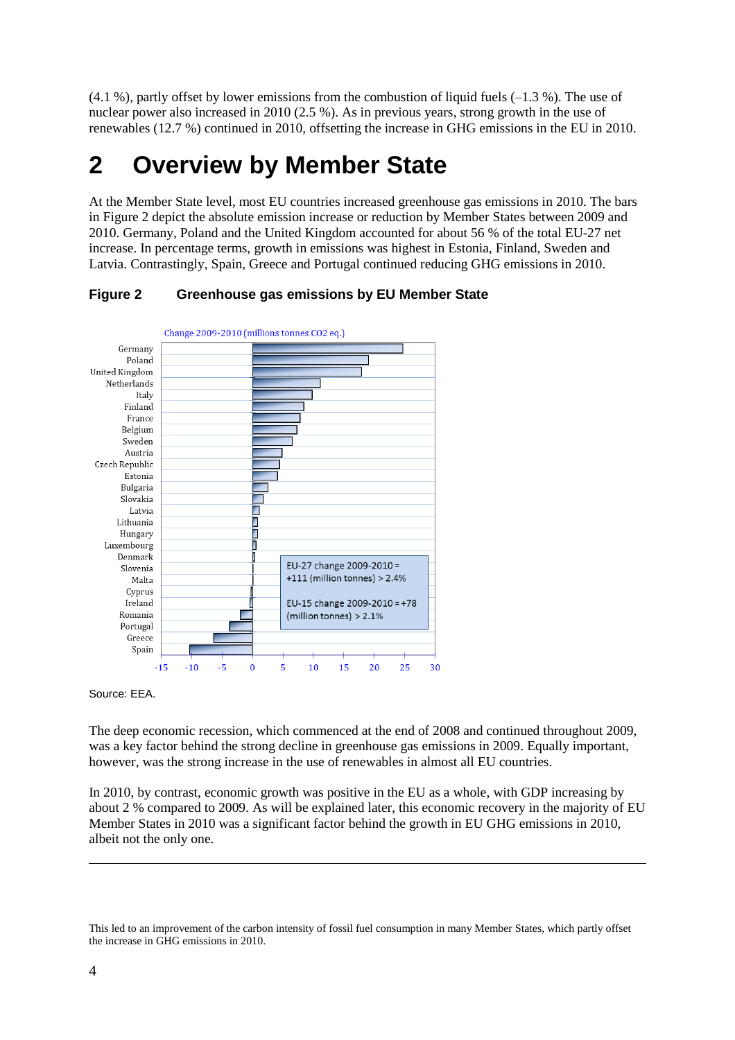(4.1 %), partly offset by lower emissions from the combustion of liquid fuels (–1.3 %). The use of nuclear power also increased in 2010 (2.5 %). As in previous years, strong growth in the use of renewables (12.7 %) continued in 2010, offsetting the increase in GHG emissions in the EU in 2010.

# 2 Overview by Member State

At the Member State level, most EU countries increased greenhouse gas emissions in 2010. The bars in Figure 2 depict the absolute emission increase or reduction by Member States between 2009 and 2010. Germany, Poland and the United Kingdom accounted for about 56 % of the total EU-27 net increase. In percentage terms, growth in emissions was highest in Estonia, Finland, Sweden and Latvia. Contrastingly, Spain, Greece and Portugal continued reducing GHG emissions in 2010.

**Figure 2 Greenhouse gas emissions by EU Member State**

Change 2009-2010 (millions tonnes CO2 eq.)

Germany, Poland, United Kingdom, Netherlands, Italy, Finland, France, Belgium, Sweden, Austria, Czech Republic, Estonia, Bulgaria, Slovakia, Latvia, Lithuania, Hungary, Luxembourg, Denmark, Slovenia, Malta, Cyprus, Ireland, Romania, Portugal, Greece, Spain

-15 -10 -5 0 5 10 15 20 25 30

EU-27 change 2009-2010 = +111 (million tonnes) > 2.4%

EU-15 change 2009-2010 = +78 (million tonnes) > 2.1%

Source: EEA.

The deep economic recession, which commenced at the end of 2008 and continued throughout 2009, was a key factor behind the strong decline in greenhouse gas emissions in 2009. Equally important, however, was the strong increase in the use of renewables in almost all EU countries.

In 2010, by contrast, economic growth was positive in the EU as a whole, with GDP increasing by about 2 % compared to 2009. As will be explained later, this economic recovery in the majority of EU Member States in 2010 was a significant factor behind the growth in EU GHG emissions in 2010, albeit not the only one.

---

This led to an improvement of the carbon intensity of fossil fuel consumption in many Member States, which partly offset the increase in GHG emissions in 2010.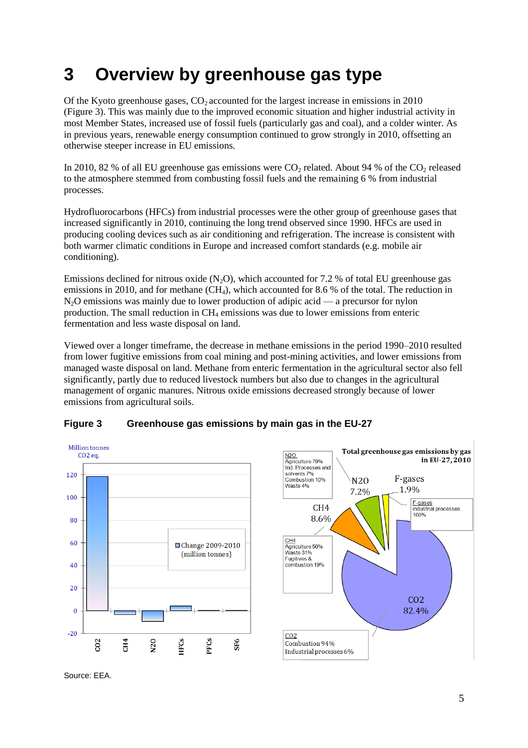# 3 Overview by greenhouse gas type

Of the Kyoto greenhouse gases, $CO_2$ accounted for the largest increase in emissions in 2010 (Figure 3). This was mainly due to the improved economic situation and higher industrial activity in most Member States, increased use of fossil fuels (particularly gas and coal), and a colder winter. As in previous years, renewable energy consumption continued to grow strongly in 2010, offsetting an otherwise steeper increase in EU emissions.

In 2010, 82 % of all EU greenhouse gas emissions were $CO_2$ related. About 94 % of the $CO_2$ released to the atmosphere stemmed from combusting fossil fuels and the remaining 6 % from industrial processes.

Hydrofluorocarbons (HFCs) from industrial processes were the other group of greenhouse gases that increased significantly in 2010, continuing the long trend observed since 1990. HFCs are used in producing cooling devices such as air conditioning and refrigeration. The increase is consistent with both warmer climatic conditions in Europe and increased comfort standards (e.g. mobile air conditioning).

Emissions declined for nitrous oxide ($N_2O$), which accounted for 7.2 % of total EU greenhouse gas emissions in 2010, and for methane ($CH_4$), which accounted for 8.6 % of the total. The reduction in $N_2O$ emissions was mainly due to lower production of adipic acid — a precursor for nylon production. The small reduction in $CH_4$ emissions was due to lower emissions from enteric fermentation and less waste disposal on land.

Viewed over a longer timeframe, the decrease in methane emissions in the period 1990–2010 resulted from lower fugitive emissions from coal mining and post-mining activities, and lower emissions from managed waste disposal on land. Methane from enteric fermentation in the agricultural sector also fell significantly, partly due to reduced livestock numbers but also due to changes in the agricultural management of organic manures. Nitrous oxide emissions decreased strongly because of lower emissions from agricultural soils.

**Figure 3 Greenhouse gas emissions by main gas in the EU-27**

Source: EEA.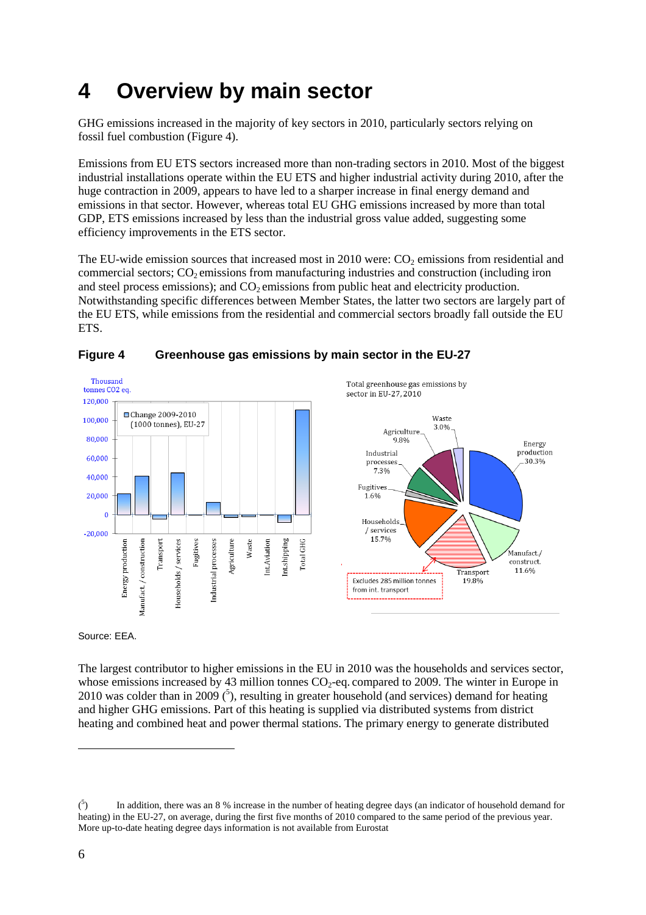# 4 Overview by main sector

GHG emissions increased in the majority of key sectors in 2010, particularly sectors relying on fossil fuel combustion (Figure 4).

Emissions from EU ETS sectors increased more than non-trading sectors in 2010. Most of the biggest industrial installations operate within the EU ETS and higher industrial activity during 2010, after the huge contraction in 2009, appears to have led to a sharper increase in final energy demand and emissions in that sector. However, whereas total EU GHG emissions increased by more than total GDP, ETS emissions increased by less than the industrial gross value added, suggesting some efficiency improvements in the ETS sector.

The EU-wide emission sources that increased most in 2010 were: $CO_2$ emissions from residential and commercial sectors; $CO_2$ emissions from manufacturing industries and construction (including iron and steel process emissions); and $CO_2$ emissions from public heat and electricity production. Notwithstanding specific differences between Member States, the latter two sectors are largely part of the EU ETS, while emissions from the residential and commercial sectors broadly fall outside the EU ETS.

**Figure 4 Greenhouse gas emissions by main sector in the EU-27**

Source: EEA.

The largest contributor to higher emissions in the EU in 2010 was the households and services sector, whose emissions increased by 43 million tonnes $CO_2$-eq. compared to 2009. The winter in Europe in 2010 was colder than in 2009 ([5]), resulting in greater household (and services) demand for heating and higher GHG emissions. Part of this heating is supplied via distributed systems from district heating and combined heat and power thermal stations. The primary energy to generate distributed

([5]) In addition, there was an 8 % increase in the number of heating degree days (an indicator of household demand for heating) in the EU-27, on average, during the first five months of 2010 compared to the same period of the previous year. More up-to-date heating degree days information is not available from Eurostat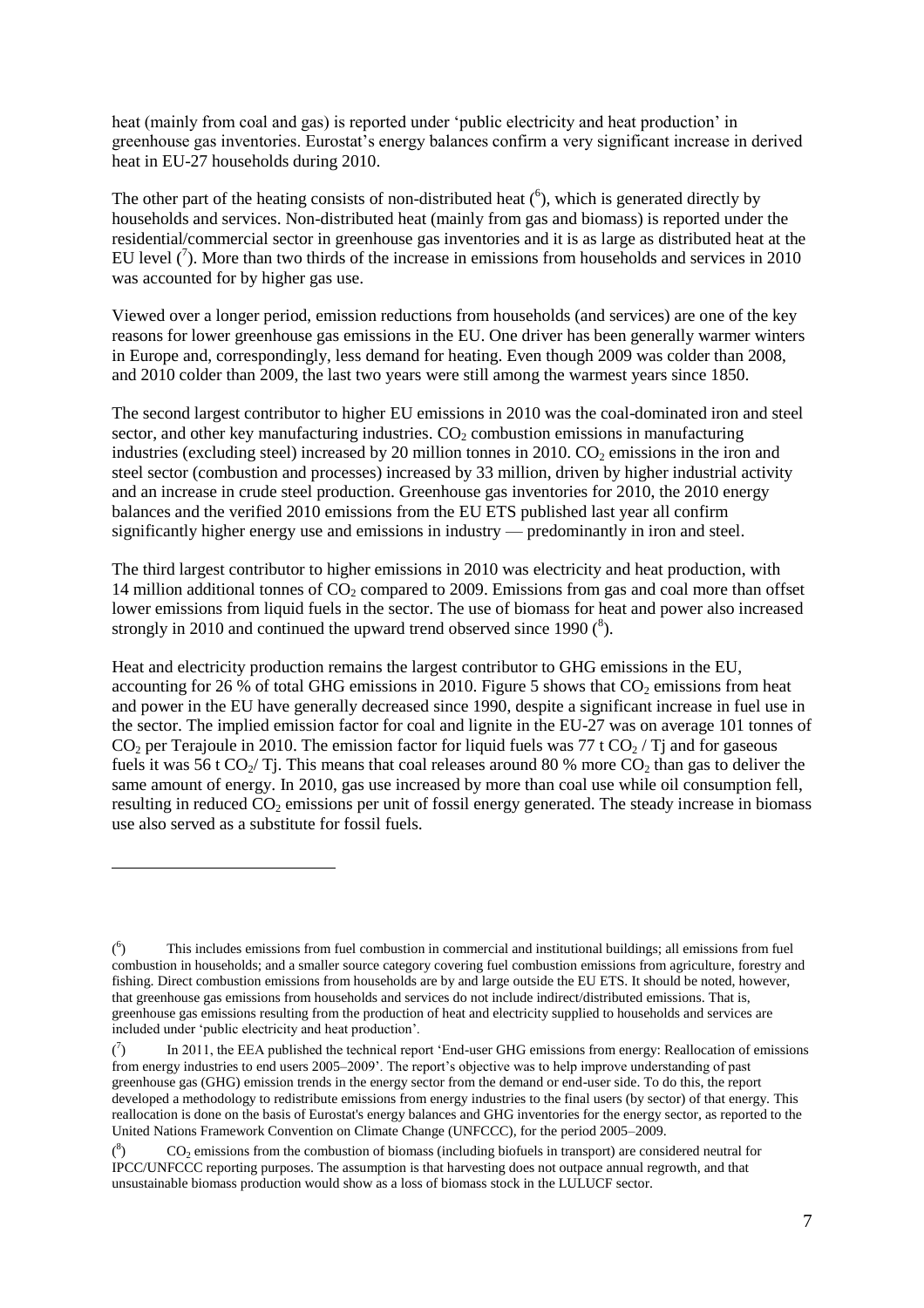heat (mainly from coal and gas) is reported under 'public electricity and heat production' in greenhouse gas inventories. Eurostat's energy balances confirm a very significant increase in derived heat in EU-27 households during 2010.

The other part of the heating consists of non-distributed heat [6], which is generated directly by households and services. Non-distributed heat (mainly from gas and biomass) is reported under the residential/commercial sector in greenhouse gas inventories and it is as large as distributed heat at the EU level [7]. More than two thirds of the increase in emissions from households and services in 2010 was accounted for by higher gas use.

Viewed over a longer period, emission reductions from households (and services) are one of the key reasons for lower greenhouse gas emissions in the EU. One driver has been generally warmer winters in Europe and, correspondingly, less demand for heating. Even though 2009 was colder than 2008, and 2010 colder than 2009, the last two years were still among the warmest years since 1850.

The second largest contributor to higher EU emissions in 2010 was the coal-dominated iron and steel sector, and other key manufacturing industries. $CO_2$ combustion emissions in manufacturing industries (excluding steel) increased by 20 million tonnes in 2010. $CO_2$ emissions in the iron and steel sector (combustion and processes) increased by 33 million, driven by higher industrial activity and an increase in crude steel production. Greenhouse gas inventories for 2010, the 2010 energy balances and the verified 2010 emissions from the EU ETS published last year all confirm significantly higher energy use and emissions in industry — predominantly in iron and steel.

The third largest contributor to higher emissions in 2010 was electricity and heat production, with 14 million additional tonnes of $CO_2$ compared to 2009. Emissions from gas and coal more than offset lower emissions from liquid fuels in the sector. The use of biomass for heat and power also increased strongly in 2010 and continued the upward trend observed since 1990 [8].

Heat and electricity production remains the largest contributor to GHG emissions in the EU, accounting for 26 % of total GHG emissions in 2010. Figure 5 shows that $CO_2$ emissions from heat and power in the EU have generally decreased since 1990, despite a significant increase in fuel use in the sector. The implied emission factor for coal and lignite in the EU-27 was on average 101 tonnes of $CO_2$ per Terajoule in 2010. The emission factor for liquid fuels was 77 t $CO_2$ / Tj and for gaseous fuels it was 56 t $CO_2$/ Tj. This means that coal releases around 80 % more $CO_2$ than gas to deliver the same amount of energy. In 2010, gas use increased by more than coal use while oil consumption fell, resulting in reduced $CO_2$ emissions per unit of fossil energy generated. The steady increase in biomass use also served as a substitute for fossil fuels.

---

[6] This includes emissions from fuel combustion in commercial and institutional buildings; all emissions from fuel combustion in households; and a smaller source category covering fuel combustion emissions from agriculture, forestry and fishing. Direct combustion emissions from households are by and large outside the EU ETS. It should be noted, however, that greenhouse gas emissions from households and services do not include indirect/distributed emissions. That is, greenhouse gas emissions resulting from the production of heat and electricity supplied to households and services are included under 'public electricity and heat production'.

[7] In 2011, the EEA published the technical report 'End-user GHG emissions from energy: Reallocation of emissions from energy industries to end users 2005–2009'. The report's objective was to help improve understanding of past greenhouse gas (GHG) emission trends in the energy sector from the demand or end-user side. To do this, the report developed a methodology to redistribute emissions from energy industries to the final users (by sector) of that energy. This reallocation is done on the basis of Eurostat's energy balances and GHG inventories for the energy sector, as reported to the United Nations Framework Convention on Climate Change (UNFCCC), for the period 2005–2009.

[8] $CO_2$ emissions from the combustion of biomass (including biofuels in transport) are considered neutral for IPCC/UNFCCC reporting purposes. The assumption is that harvesting does not outpace annual regrowth, and that unsustainable biomass production would show as a loss of biomass stock in the LULUCF sector.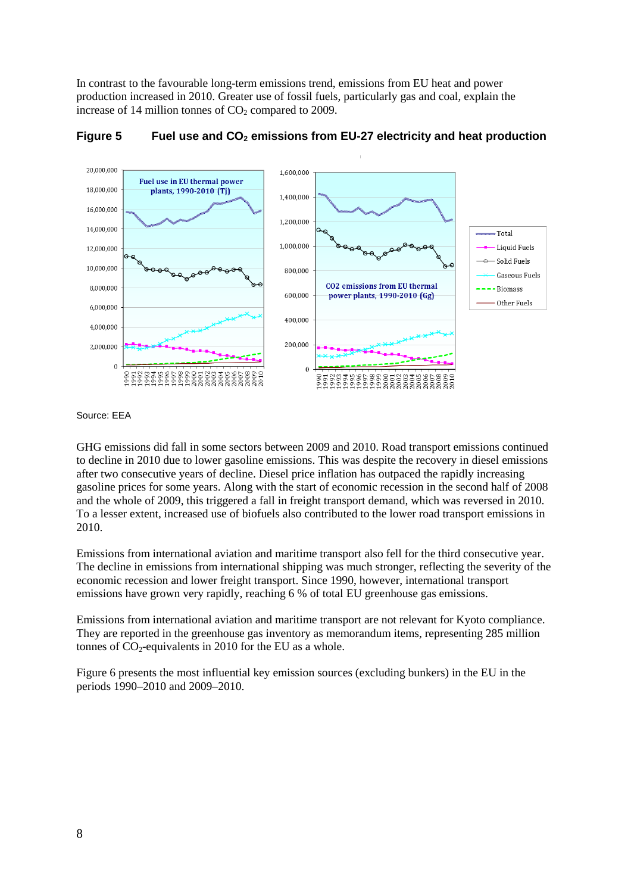In contrast to the favourable long-term emissions trend, emissions from EU heat and power production increased in 2010. Greater use of fossil fuels, particularly gas and coal, explain the increase of 14 million tonnes of $CO_2$ compared to 2009.

**Figure 5 Fuel use and $CO_2$ emissions from EU-27 electricity and heat production**

Source: EEA

GHG emissions did fall in some sectors between 2009 and 2010. Road transport emissions continued to decline in 2010 due to lower gasoline emissions. This was despite the recovery in diesel emissions after two consecutive years of decline. Diesel price inflation has outpaced the rapidly increasing gasoline prices for some years. Along with the start of economic recession in the second half of 2008 and the whole of 2009, this triggered a fall in freight transport demand, which was reversed in 2010. To a lesser extent, increased use of biofuels also contributed to the lower road transport emissions in 2010.

Emissions from international aviation and maritime transport also fell for the third consecutive year. The decline in emissions from international shipping was much stronger, reflecting the severity of the economic recession and lower freight transport. Since 1990, however, international transport emissions have grown very rapidly, reaching 6 % of total EU greenhouse gas emissions.

Emissions from international aviation and maritime transport are not relevant for Kyoto compliance. They are reported in the greenhouse gas inventory as memorandum items, representing 285 million tonnes of $CO_2$-equivalents in 2010 for the EU as a whole.

Figure 6 presents the most influential key emission sources (excluding bunkers) in the EU in the periods 1990–2010 and 2009–2010.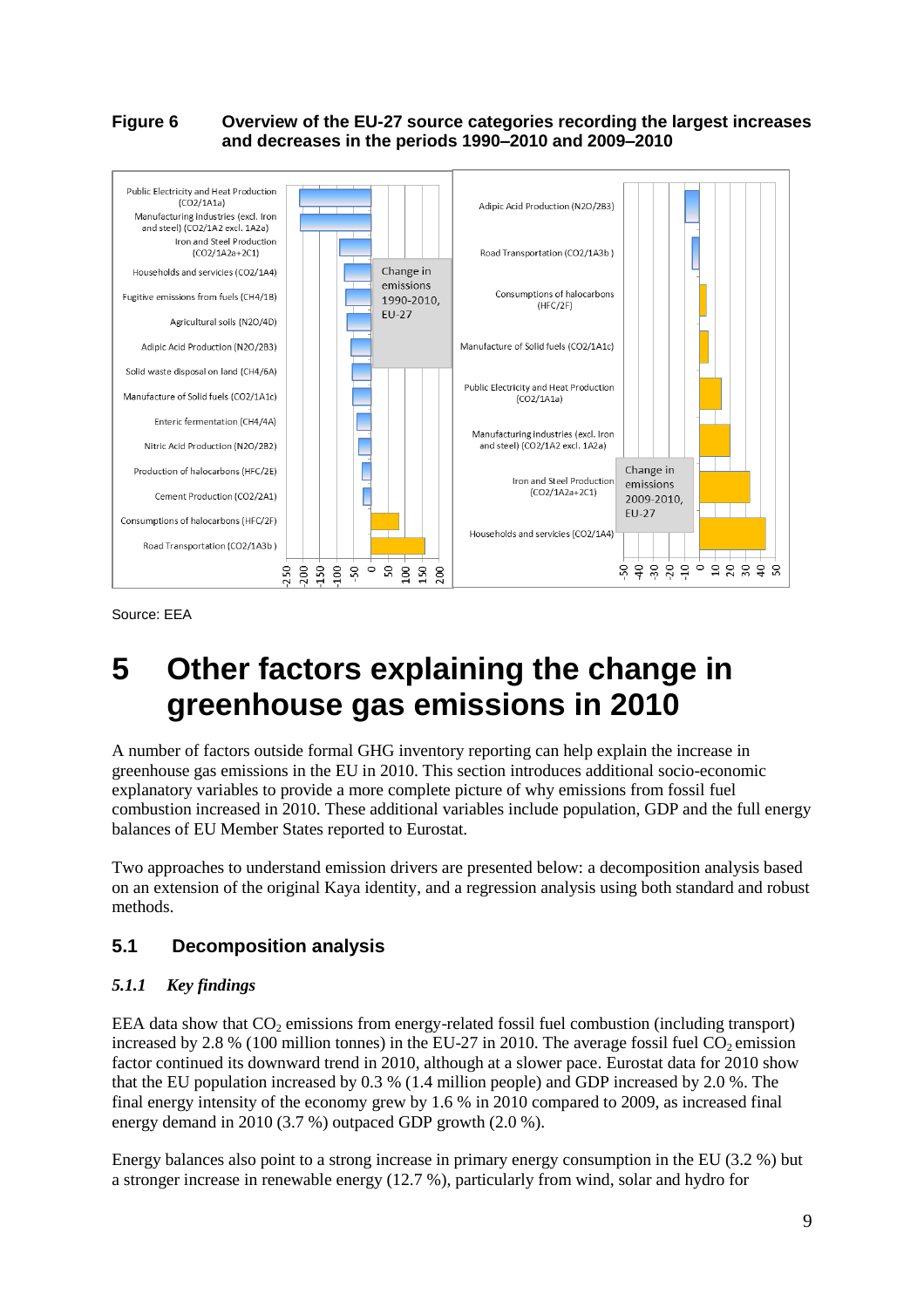**Figure 6 Overview of the EU-27 source categories recording the largest increases and decreases in the periods 1990–2010 and 2009–2010**

Source: EEA

# 5 Other factors explaining the change in greenhouse gas emissions in 2010

A number of factors outside formal GHG inventory reporting can help explain the increase in greenhouse gas emissions in the EU in 2010. This section introduces additional socio-economic explanatory variables to provide a more complete picture of why emissions from fossil fuel combustion increased in 2010. These additional variables include population, GDP and the full energy balances of EU Member States reported to Eurostat.

Two approaches to understand emission drivers are presented below: a decomposition analysis based on an extension of the original Kaya identity, and a regression analysis using both standard and robust methods.

## 5.1 Decomposition analysis

### *5.1.1 Key findings*

EEA data show that $CO_2$ emissions from energy-related fossil fuel combustion (including transport) increased by 2.8 % (100 million tonnes) in the EU-27 in 2010. The average fossil fuel $CO_2$ emission factor continued its downward trend in 2010, although at a slower pace. Eurostat data for 2010 show that the EU population increased by 0.3 % (1.4 million people) and GDP increased by 2.0 %. The final energy intensity of the economy grew by 1.6 % in 2010 compared to 2009, as increased final energy demand in 2010 (3.7 %) outpaced GDP growth (2.0 %).

Energy balances also point to a strong increase in primary energy consumption in the EU (3.2 %) but a stronger increase in renewable energy (12.7 %), particularly from wind, solar and hydro for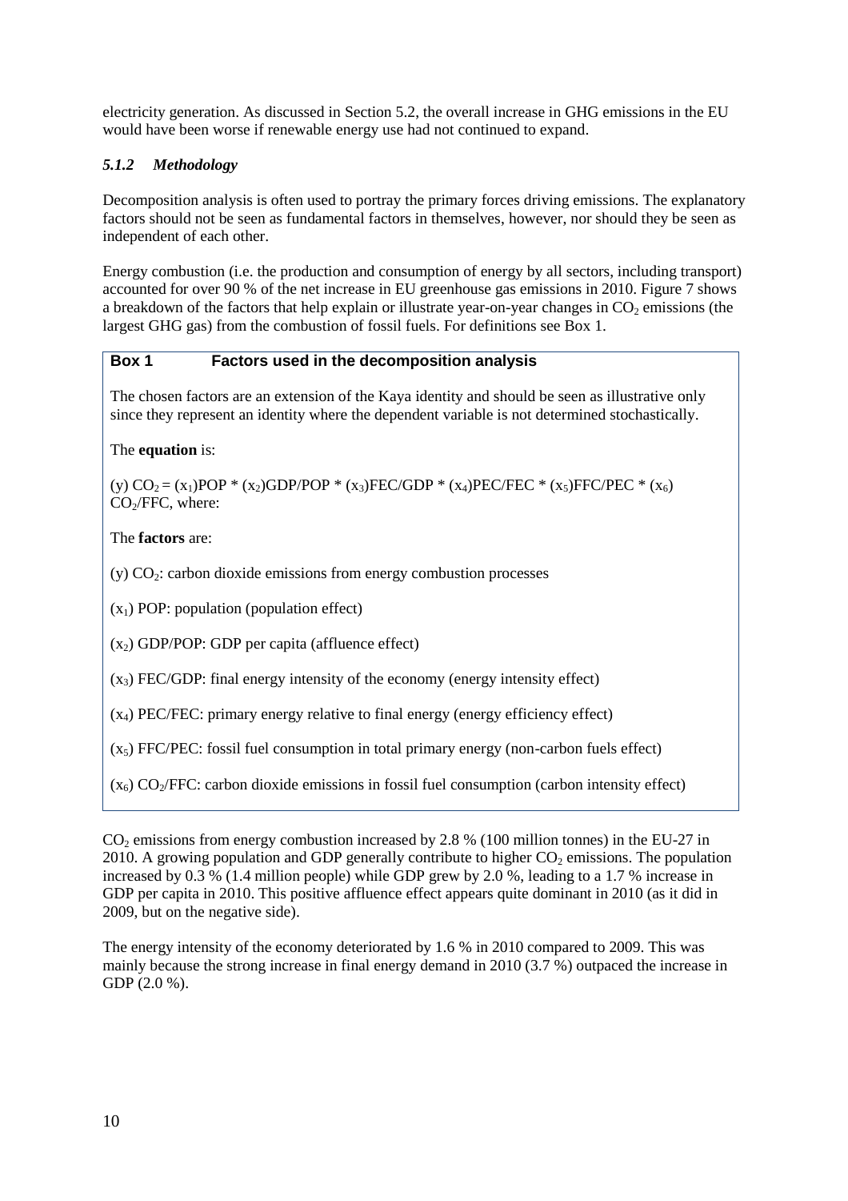electricity generation. As discussed in Section 5.2, the overall increase in GHG emissions in the EU would have been worse if renewable energy use had not continued to expand.

### *5.1.2 Methodology*

Decomposition analysis is often used to portray the primary forces driving emissions. The explanatory factors should not be seen as fundamental factors in themselves, however, nor should they be seen as independent of each other.

Energy combustion (i.e. the production and consumption of energy by all sectors, including transport) accounted for over 90 % of the net increase in EU greenhouse gas emissions in 2010. Figure 7 shows a breakdown of the factors that help explain or illustrate year-on-year changes in $CO_2$ emissions (the largest GHG gas) from the combustion of fossil fuels. For definitions see Box 1.

> **Box 1 Factors used in the decomposition analysis**
>
> The chosen factors are an extension of the Kaya identity and should be seen as illustrative only since they represent an identity where the dependent variable is not determined stochastically.
>
> The **equation** is:
>
> (y) $CO_2 = (x_1)POP * (x_2)GDP/POP * (x_3)FEC/GDP * (x_4)PEC/FEC * (x_5)FFC/PEC * (x_6)$ $CO_2/FFC$, where:
>
> The **factors** are:
>
> (y) $CO_2$: carbon dioxide emissions from energy combustion processes
>
> ($x_1$) POP: population (population effect)
>
> ($x_2$) GDP/POP: GDP per capita (affluence effect)
>
> ($x_3$) FEC/GDP: final energy intensity of the economy (energy intensity effect)
>
> ($x_4$) PEC/FEC: primary energy relative to final energy (energy efficiency effect)
>
> ($x_5$) FFC/PEC: fossil fuel consumption in total primary energy (non-carbon fuels effect)
>
> ($x_6$) $CO_2$/FFC: carbon dioxide emissions in fossil fuel consumption (carbon intensity effect)

$CO_2$ emissions from energy combustion increased by 2.8 % (100 million tonnes) in the EU-27 in 2010. A growing population and GDP generally contribute to higher $CO_2$ emissions. The population increased by 0.3 % (1.4 million people) while GDP grew by 2.0 %, leading to a 1.7 % increase in GDP per capita in 2010. This positive affluence effect appears quite dominant in 2010 (as it did in 2009, but on the negative side).

The energy intensity of the economy deteriorated by 1.6 % in 2010 compared to 2009. This was mainly because the strong increase in final energy demand in 2010 (3.7 %) outpaced the increase in GDP (2.0 %).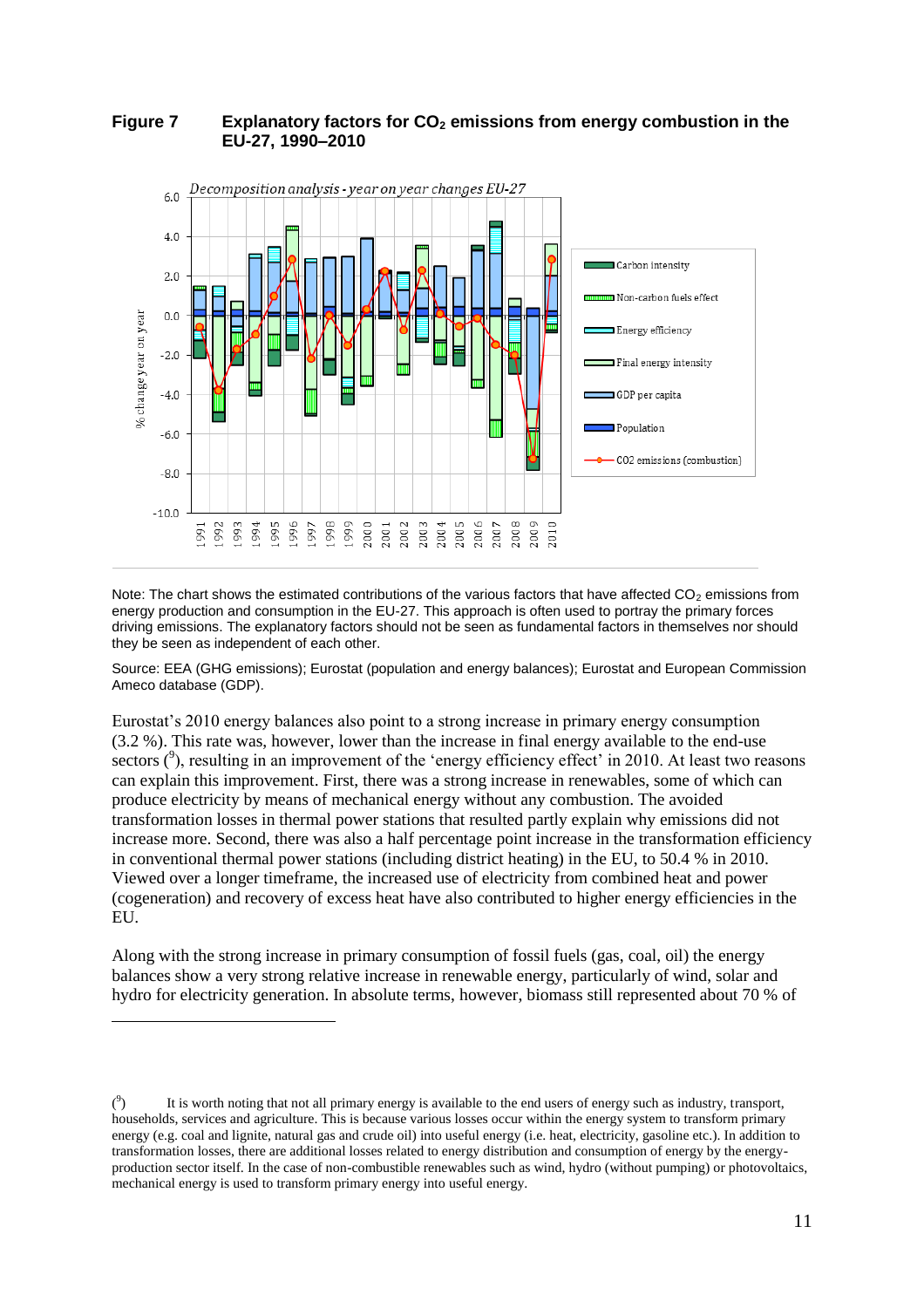**Figure 7 Explanatory factors for $CO_2$ emissions from energy combustion in the EU-27, 1990–2010**

Note: The chart shows the estimated contributions of the various factors that have affected $CO_2$ emissions from energy production and consumption in the EU-27. This approach is often used to portray the primary forces driving emissions. The explanatory factors should not be seen as fundamental factors in themselves nor should they be seen as independent of each other.

Source: EEA (GHG emissions); Eurostat (population and energy balances); Eurostat and European Commission Ameco database (GDP).

Eurostat's 2010 energy balances also point to a strong increase in primary energy consumption (3.2 %). This rate was, however, lower than the increase in final energy available to the end-use sectors ([9]), resulting in an improvement of the 'energy efficiency effect' in 2010. At least two reasons can explain this improvement. First, there was a strong increase in renewables, some of which can produce electricity by means of mechanical energy without any combustion. The avoided transformation losses in thermal power stations that resulted partly explain why emissions did not increase more. Second, there was also a half percentage point increase in the transformation efficiency in conventional thermal power stations (including district heating) in the EU, to 50.4 % in 2010. Viewed over a longer timeframe, the increased use of electricity from combined heat and power (cogeneration) and recovery of excess heat have also contributed to higher energy efficiencies in the EU.

Along with the strong increase in primary consumption of fossil fuels (gas, coal, oil) the energy balances show a very strong relative increase in renewable energy, particularly of wind, solar and hydro for electricity generation. In absolute terms, however, biomass still represented about 70 % of

([9]) It is worth noting that not all primary energy is available to the end users of energy such as industry, transport, households, services and agriculture. This is because various losses occur within the energy system to transform primary energy (e.g. coal and lignite, natural gas and crude oil) into useful energy (i.e. heat, electricity, gasoline etc.). In addition to transformation losses, there are additional losses related to energy distribution and consumption of energy by the energy-production sector itself. In the case of non-combustible renewables such as wind, hydro (without pumping) or photovoltaics, mechanical energy is used to transform primary energy into useful energy.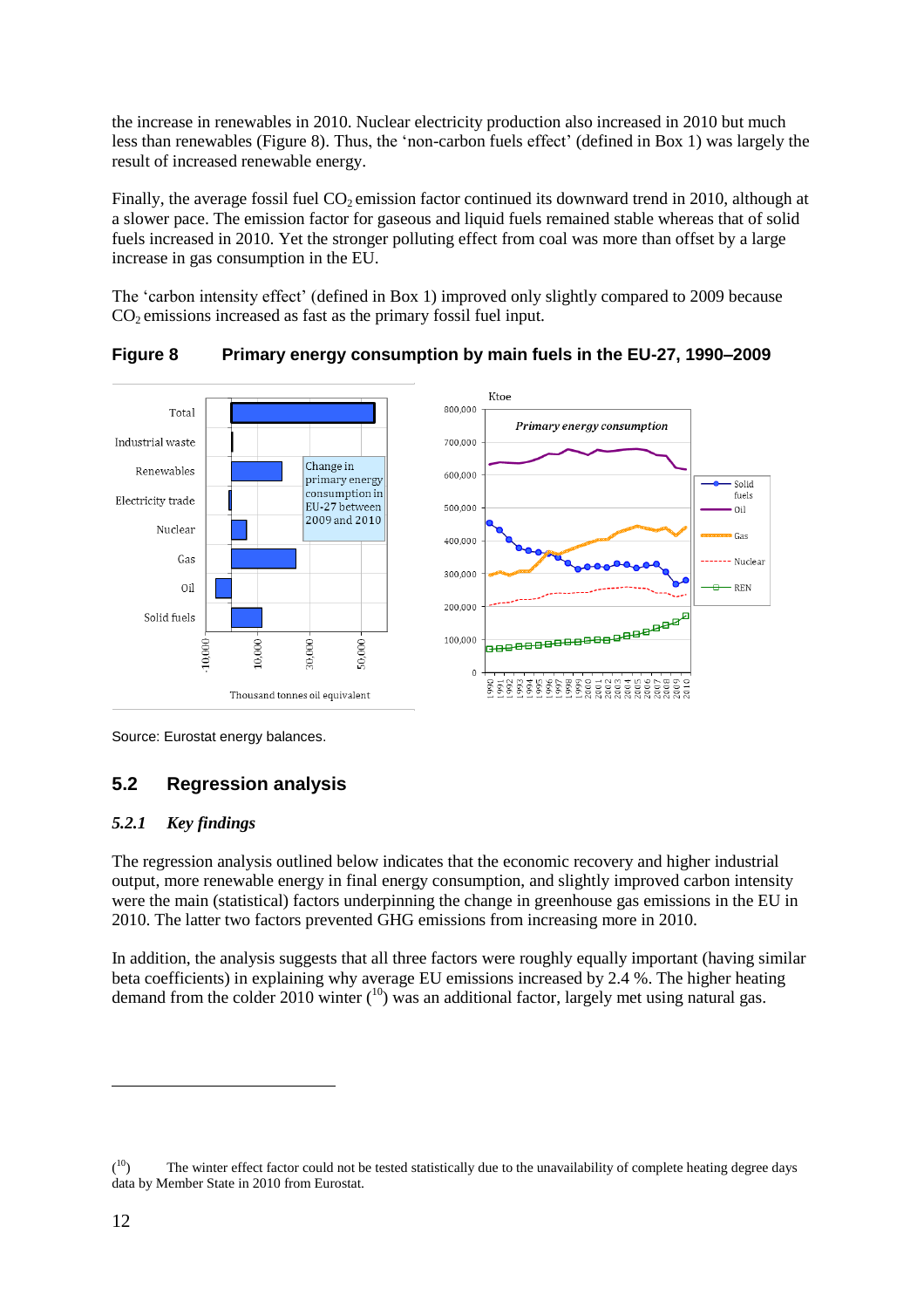the increase in renewables in 2010. Nuclear electricity production also increased in 2010 but much less than renewables (Figure 8). Thus, the 'non-carbon fuels effect' (defined in Box 1) was largely the result of increased renewable energy.

Finally, the average fossil fuel $CO_2$ emission factor continued its downward trend in 2010, although at a slower pace. The emission factor for gaseous and liquid fuels remained stable whereas that of solid fuels increased in 2010. Yet the stronger polluting effect from coal was more than offset by a large increase in gas consumption in the EU.

The 'carbon intensity effect' (defined in Box 1) improved only slightly compared to 2009 because $CO_2$ emissions increased as fast as the primary fossil fuel input.

**Figure 8 Primary energy consumption by main fuels in the EU-27, 1990–2009**

Source: Eurostat energy balances.

## 5.2 Regression analysis

### *5.2.1 Key findings*

The regression analysis outlined below indicates that the economic recovery and higher industrial output, more renewable energy in final energy consumption, and slightly improved carbon intensity were the main (statistical) factors underpinning the change in greenhouse gas emissions in the EU in 2010. The latter two factors prevented GHG emissions from increasing more in 2010.

In addition, the analysis suggests that all three factors were roughly equally important (having similar beta coefficients) in explaining why average EU emissions increased by 2.4 %. The higher heating demand from the colder 2010 winter [10] was an additional factor, largely met using natural gas.

---

[10] The winter effect factor could not be tested statistically due to the unavailability of complete heating degree days data by Member State in 2010 from Eurostat.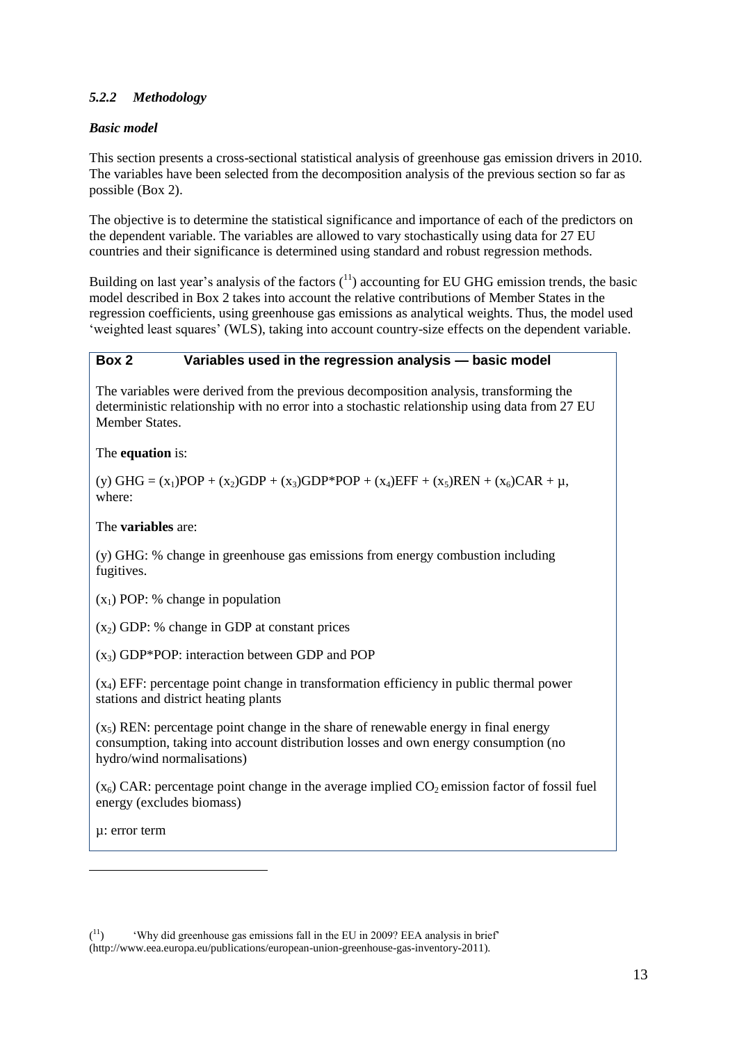### *5.2.2 Methodology*

***Basic model***

This section presents a cross-sectional statistical analysis of greenhouse gas emission drivers in 2010. The variables have been selected from the decomposition analysis of the previous section so far as possible (Box 2).

The objective is to determine the statistical significance and importance of each of the predictors on the dependent variable. The variables are allowed to vary stochastically using data for 27 EU countries and their significance is determined using standard and robust regression methods.

Building on last year's analysis of the factors ([11]) accounting for EU GHG emission trends, the basic model described in Box 2 takes into account the relative contributions of Member States in the regression coefficients, using greenhouse gas emissions as analytical weights. Thus, the model used 'weighted least squares' (WLS), taking into account country-size effects on the dependent variable.

**Box 2 Variables used in the regression analysis — basic model**

The variables were derived from the previous decomposition analysis, transforming the deterministic relationship with no error into a stochastic relationship using data from 27 EU Member States.

The **equation** is:

(y) GHG = $(x_1)$POP + $(x_2)$GDP + $(x_3)$GDP*POP + $(x_4)$EFF + $(x_5)$REN + $(x_6)$CAR + μ, where:

The **variables** are:

(y) GHG: % change in greenhouse gas emissions from energy combustion including fugitives.

$(x_1)$ POP: % change in population

$(x_2)$ GDP: % change in GDP at constant prices

$(x_3)$ GDP*POP: interaction between GDP and POP

$(x_4)$ EFF: percentage point change in transformation efficiency in public thermal power stations and district heating plants

$(x_5)$ REN: percentage point change in the share of renewable energy in final energy consumption, taking into account distribution losses and own energy consumption (no hydro/wind normalisations)

$(x_6)$ CAR: percentage point change in the average implied $CO_2$ emission factor of fossil fuel energy (excludes biomass)

μ: error term

---

([11]) 'Why did greenhouse gas emissions fall in the EU in 2009? EEA analysis in brief' (http://www.eea.europa.eu/publications/european-union-greenhouse-gas-inventory-2011).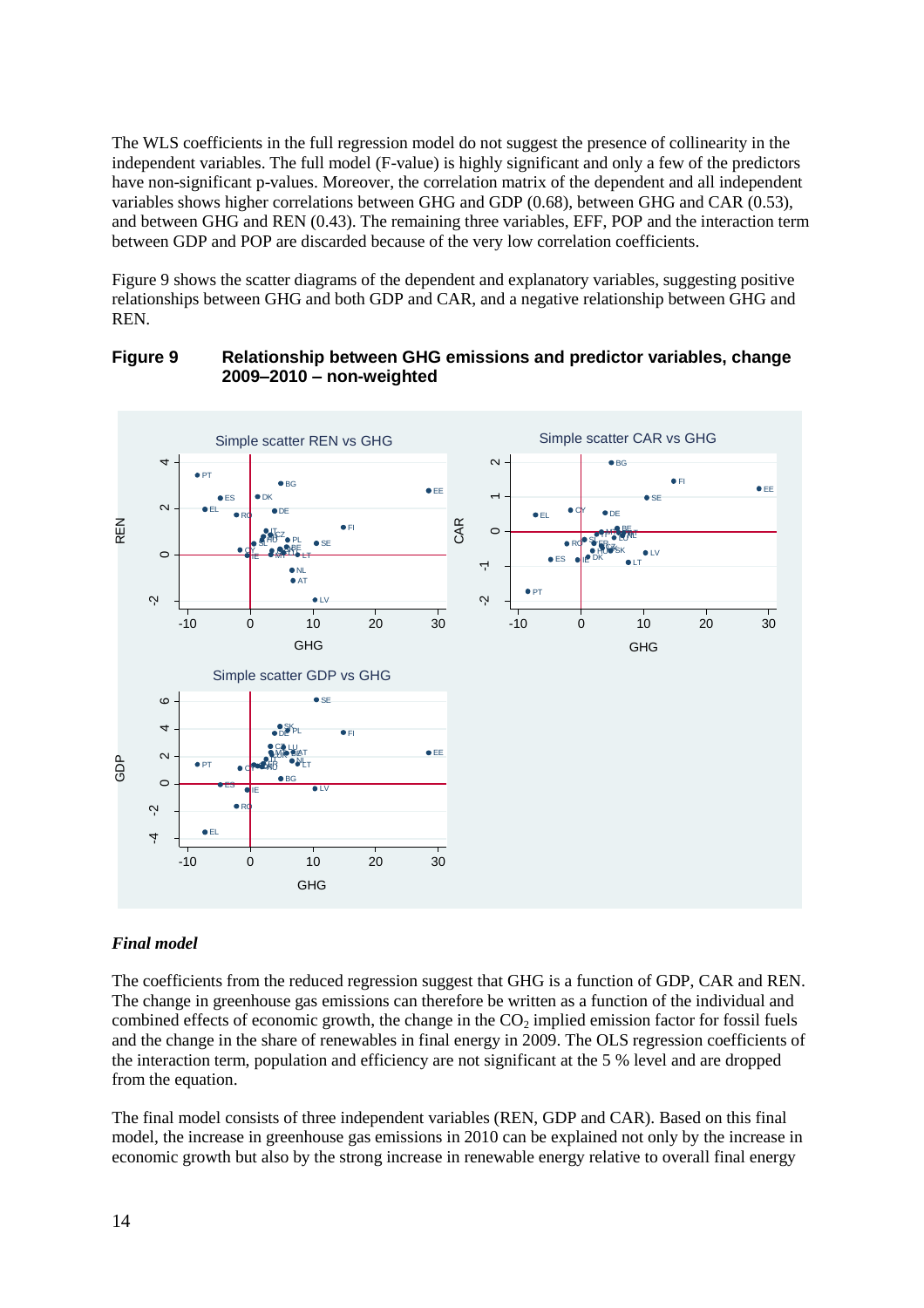The WLS coefficients in the full regression model do not suggest the presence of collinearity in the independent variables. The full model (F-value) is highly significant and only a few of the predictors have non-significant p-values. Moreover, the correlation matrix of the dependent and all independent variables shows higher correlations between GHG and GDP (0.68), between GHG and CAR (0.53), and between GHG and REN (0.43). The remaining three variables, EFF, POP and the interaction term between GDP and POP are discarded because of the very low correlation coefficients.

Figure 9 shows the scatter diagrams of the dependent and explanatory variables, suggesting positive relationships between GHG and both GDP and CAR, and a negative relationship between GHG and REN.

**Figure 9 Relationship between GHG emissions and predictor variables, change 2009–2010 – non-weighted**

### *Final model*

The coefficients from the reduced regression suggest that GHG is a function of GDP, CAR and REN. The change in greenhouse gas emissions can therefore be written as a function of the individual and combined effects of economic growth, the change in the $CO_2$ implied emission factor for fossil fuels and the change in the share of renewables in final energy in 2009. The OLS regression coefficients of the interaction term, population and efficiency are not significant at the 5 % level and are dropped from the equation.

The final model consists of three independent variables (REN, GDP and CAR). Based on this final model, the increase in greenhouse gas emissions in 2010 can be explained not only by the increase in economic growth but also by the strong increase in renewable energy relative to overall final energy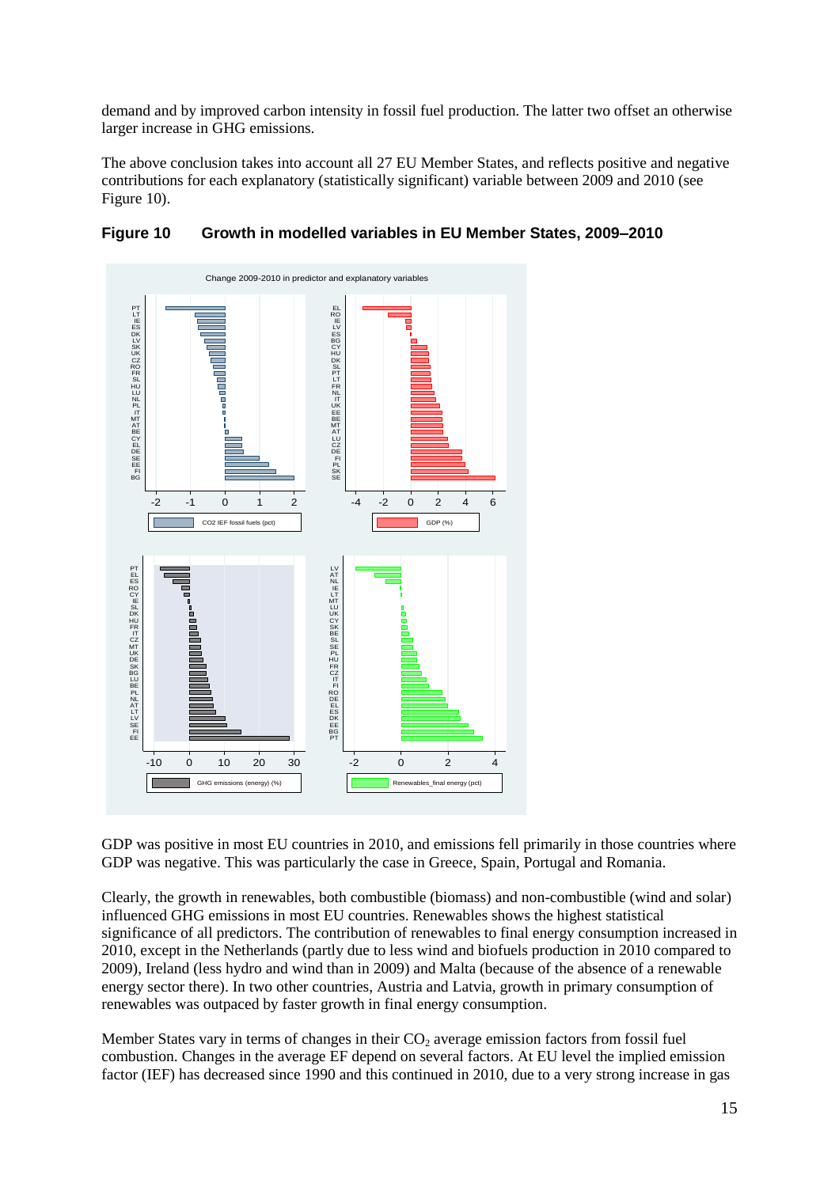demand and by improved carbon intensity in fossil fuel production. The latter two offset an otherwise larger increase in GHG emissions.

The above conclusion takes into account all 27 EU Member States, and reflects positive and negative contributions for each explanatory (statistically significant) variable between 2009 and 2010 (see Figure 10).

**Figure 10 Growth in modelled variables in EU Member States, 2009–2010**

GDP was positive in most EU countries in 2010, and emissions fell primarily in those countries where GDP was negative. This was particularly the case in Greece, Spain, Portugal and Romania.

Clearly, the growth in renewables, both combustible (biomass) and non-combustible (wind and solar) influenced GHG emissions in most EU countries. Renewables shows the highest statistical significance of all predictors. The contribution of renewables to final energy consumption increased in 2010, except in the Netherlands (partly due to less wind and biofuels production in 2010 compared to 2009), Ireland (less hydro and wind than in 2009) and Malta (because of the absence of a renewable energy sector there). In two other countries, Austria and Latvia, growth in primary consumption of renewables was outpaced by faster growth in final energy consumption.

Member States vary in terms of changes in their $CO_2$ average emission factors from fossil fuel combustion. Changes in the average EF depend on several factors. At EU level the implied emission factor (IEF) has decreased since 1990 and this continued in 2010, due to a very strong increase in gas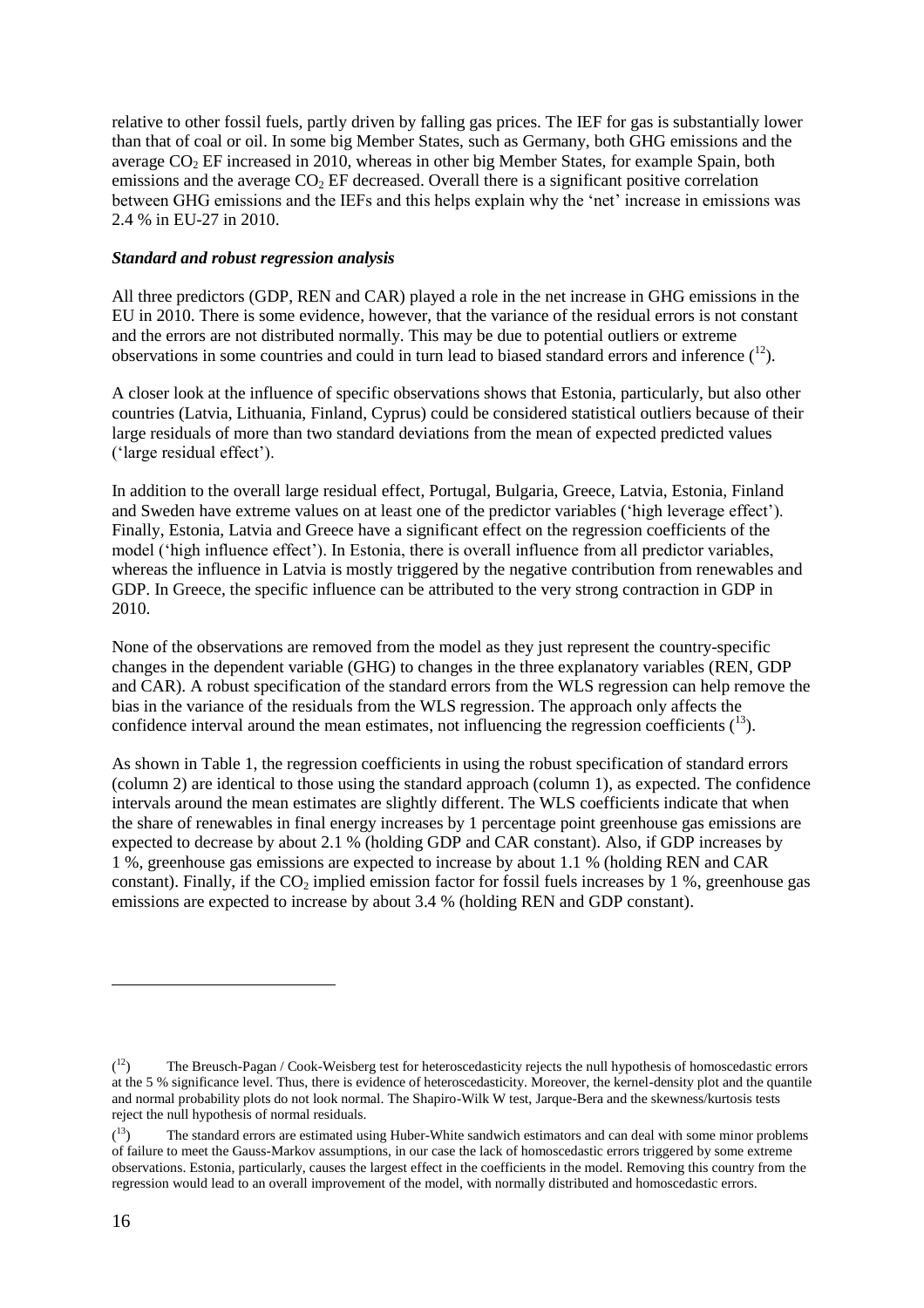relative to other fossil fuels, partly driven by falling gas prices. The IEF for gas is substantially lower than that of coal or oil. In some big Member States, such as Germany, both GHG emissions and the average $CO_2$ EF increased in 2010, whereas in other big Member States, for example Spain, both emissions and the average $CO_2$ EF decreased. Overall there is a significant positive correlation between GHG emissions and the IEFs and this helps explain why the 'net' increase in emissions was 2.4 % in EU-27 in 2010.

### *Standard and robust regression analysis*

All three predictors (GDP, REN and CAR) played a role in the net increase in GHG emissions in the EU in 2010. There is some evidence, however, that the variance of the residual errors is not constant and the errors are not distributed normally. This may be due to potential outliers or extreme observations in some countries and could in turn lead to biased standard errors and inference ([12]).

A closer look at the influence of specific observations shows that Estonia, particularly, but also other countries (Latvia, Lithuania, Finland, Cyprus) could be considered statistical outliers because of their large residuals of more than two standard deviations from the mean of expected predicted values ('large residual effect').

In addition to the overall large residual effect, Portugal, Bulgaria, Greece, Latvia, Estonia, Finland and Sweden have extreme values on at least one of the predictor variables ('high leverage effect'). Finally, Estonia, Latvia and Greece have a significant effect on the regression coefficients of the model ('high influence effect'). In Estonia, there is overall influence from all predictor variables, whereas the influence in Latvia is mostly triggered by the negative contribution from renewables and GDP. In Greece, the specific influence can be attributed to the very strong contraction in GDP in 2010.

None of the observations are removed from the model as they just represent the country-specific changes in the dependent variable (GHG) to changes in the three explanatory variables (REN, GDP and CAR). A robust specification of the standard errors from the WLS regression can help remove the bias in the variance of the residuals from the WLS regression. The approach only affects the confidence interval around the mean estimates, not influencing the regression coefficients ([13]).

As shown in Table 1, the regression coefficients in using the robust specification of standard errors (column 2) are identical to those using the standard approach (column 1), as expected. The confidence intervals around the mean estimates are slightly different. The WLS coefficients indicate that when the share of renewables in final energy increases by 1 percentage point greenhouse gas emissions are expected to decrease by about 2.1 % (holding GDP and CAR constant). Also, if GDP increases by 1 %, greenhouse gas emissions are expected to increase by about 1.1 % (holding REN and CAR constant). Finally, if the $CO_2$ implied emission factor for fossil fuels increases by 1 %, greenhouse gas emissions are expected to increase by about 3.4 % (holding REN and GDP constant).

---

([12]) The Breusch-Pagan / Cook-Weisberg test for heteroscedasticity rejects the null hypothesis of homoscedastic errors at the 5 % significance level. Thus, there is evidence of heteroscedasticity. Moreover, the kernel-density plot and the quantile and normal probability plots do not look normal. The Shapiro-Wilk W test, Jarque-Bera and the skewness/kurtosis tests reject the null hypothesis of normal residuals.

([13]) The standard errors are estimated using Huber-White sandwich estimators and can deal with some minor problems of failure to meet the Gauss-Markov assumptions, in our case the lack of homoscedastic errors triggered by some extreme observations. Estonia, particularly, causes the largest effect in the coefficients in the model. Removing this country from the regression would lead to an overall improvement of the model, with normally distributed and homoscedastic errors.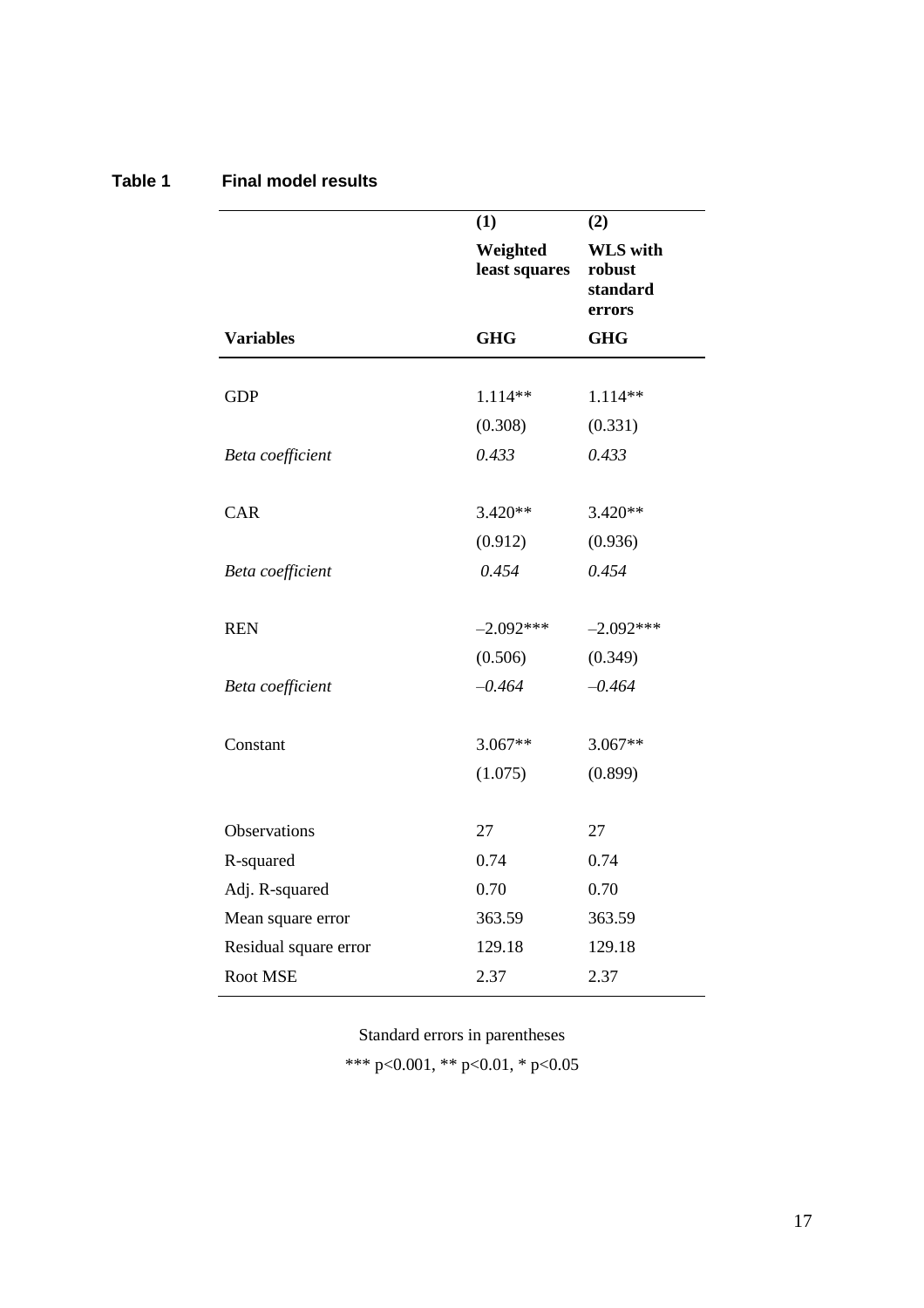**Table 1 Final model results**

| | (1) | (2) |
|---|---|---|
| | **Weighted least squares** | **WLS with robust standard errors** |
| **Variables** | **GHG** | **GHG** |
| GDP | 1.114** | 1.114** |
| | (0.308) | (0.331) |
| *Beta coefficient* | *0.433* | *0.433* |
| CAR | 3.420** | 3.420** |
| | (0.912) | (0.936) |
| *Beta coefficient* | *0.454* | *0.454* |
| REN | –2.092*** | –2.092*** |
| | (0.506) | (0.349) |
| *Beta coefficient* | *–0.464* | *–0.464* |
| Constant | 3.067** | 3.067** |
| | (1.075) | (0.899) |
| Observations | 27 | 27 |
| R-squared | 0.74 | 0.74 |
| Adj. R-squared | 0.70 | 0.70 |
| Mean square error | 363.59 | 363.59 |
| Residual square error | 129.18 | 129.18 |
| Root MSE | 2.37 | 2.37 |

Standard errors in parentheses

*** $p<0.001$, ** $p<0.01$, * $p<0.05$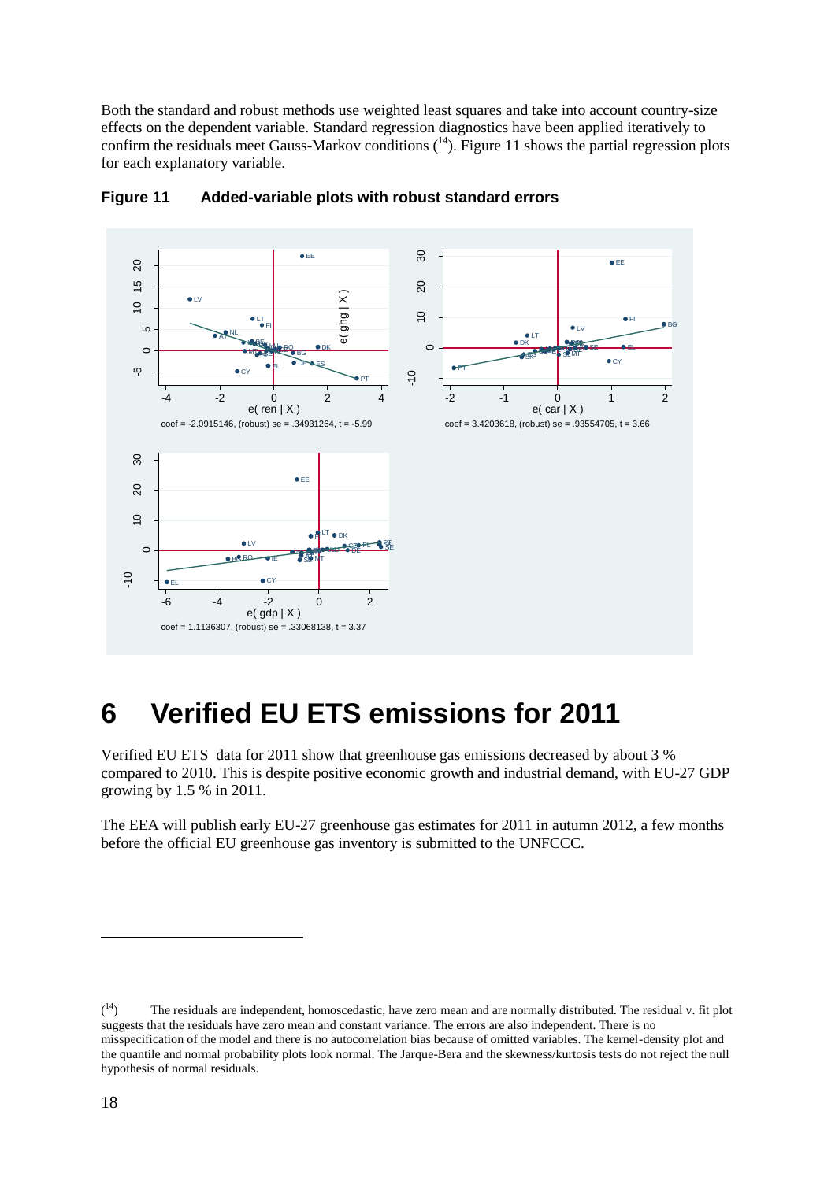Both the standard and robust methods use weighted least squares and take into account country-size effects on the dependent variable. Standard regression diagnostics have been applied iteratively to confirm the residuals meet Gauss-Markov conditions ([14]). Figure 11 shows the partial regression plots for each explanatory variable.

**Figure 11 Added-variable plots with robust standard errors**

coef = -2.0915146, (robust) se = .34931264, t = -5.99

coef = 3.4203618, (robust) se = .93554705, t = 3.66

coef = 1.1136307, (robust) se = .33068138, t = 3.37

# 6 Verified EU ETS emissions for 2011

Verified EU ETS data for 2011 show that greenhouse gas emissions decreased by about 3 % compared to 2010. This is despite positive economic growth and industrial demand, with EU-27 GDP growing by 1.5 % in 2011.

The EEA will publish early EU-27 greenhouse gas estimates for 2011 in autumn 2012, a few months before the official EU greenhouse gas inventory is submitted to the UNFCCC.

---

([14]) The residuals are independent, homoscedastic, have zero mean and are normally distributed. The residual v. fit plot suggests that the residuals have zero mean and constant variance. The errors are also independent. There is no misspecification of the model and there is no autocorrelation bias because of omitted variables. The kernel-density plot and the quantile and normal probability plots look normal. The Jarque-Bera and the skewness/kurtosis tests do not reject the null hypothesis of normal residuals.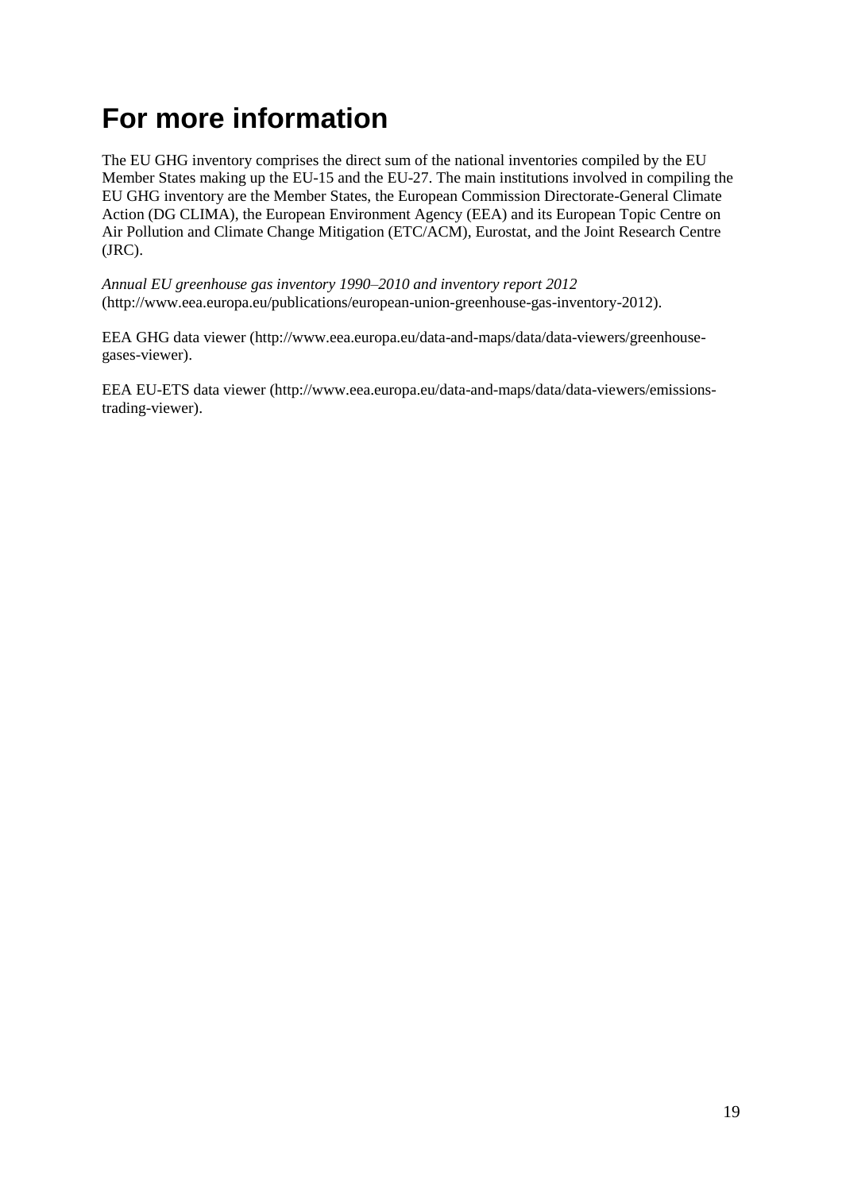# For more information

The EU GHG inventory comprises the direct sum of the national inventories compiled by the EU Member States making up the EU-15 and the EU-27. The main institutions involved in compiling the EU GHG inventory are the Member States, the European Commission Directorate-General Climate Action (DG CLIMA), the European Environment Agency (EEA) and its European Topic Centre on Air Pollution and Climate Change Mitigation (ETC/ACM), Eurostat, and the Joint Research Centre (JRC).

*Annual EU greenhouse gas inventory 1990–2010 and inventory report 2012* (http://www.eea.europa.eu/publications/european-union-greenhouse-gas-inventory-2012).

EEA GHG data viewer (http://www.eea.europa.eu/data-and-maps/data/data-viewers/greenhouse-gases-viewer).

EEA EU-ETS data viewer (http://www.eea.europa.eu/data-and-maps/data/data-viewers/emissions-trading-viewer).